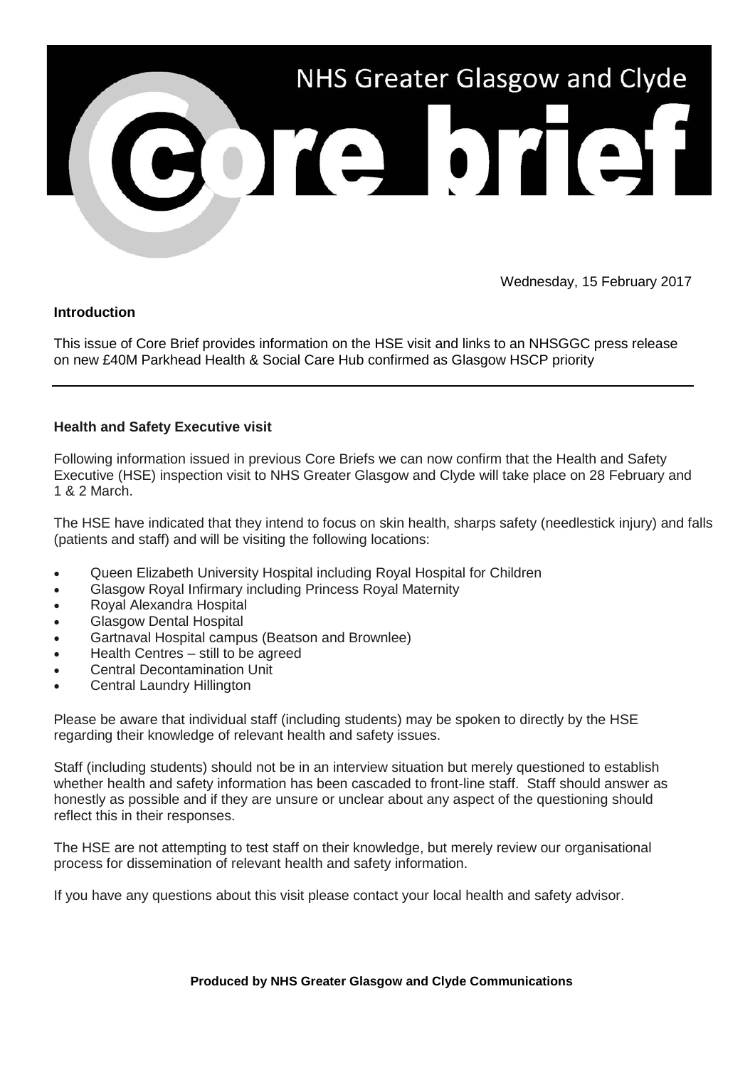# NHS Greater Glasgow and Clyde Core brief

Wednesday, 15 February 2017

**Introduction**

This issue of Core Brief provides information on the HSE visit and links to an NHSGGC press release on new £40M Parkhead Health & Social Care Hub confirmed as Glasgow HSCP priority

---

**Health and Safety Executive visit**

Following information issued in previous Core Briefs we can now confirm that the Health and Safety Executive (HSE) inspection visit to NHS Greater Glasgow and Clyde will take place on 28 February and 1 & 2 March.

The HSE have indicated that they intend to focus on skin health, sharps safety (needlestick injury) and falls (patients and staff) and will be visiting the following locations:

- Queen Elizabeth University Hospital including Royal Hospital for Children
- Glasgow Royal Infirmary including Princess Royal Maternity
- Royal Alexandra Hospital
- Glasgow Dental Hospital
- Gartnaval Hospital campus (Beatson and Brownlee)
- Health Centres – still to be agreed
- Central Decontamination Unit
- Central Laundry Hillington

Please be aware that individual staff (including students) may be spoken to directly by the HSE regarding their knowledge of relevant health and safety issues.

Staff (including students) should not be in an interview situation but merely questioned to establish whether health and safety information has been cascaded to front-line staff. Staff should answer as honestly as possible and if they are unsure or unclear about any aspect of the questioning should reflect this in their responses.

The HSE are not attempting to test staff on their knowledge, but merely review our organisational process for dissemination of relevant health and safety information.

If you have any questions about this visit please contact your local health and safety advisor.

**Produced by NHS Greater Glasgow and Clyde Communications**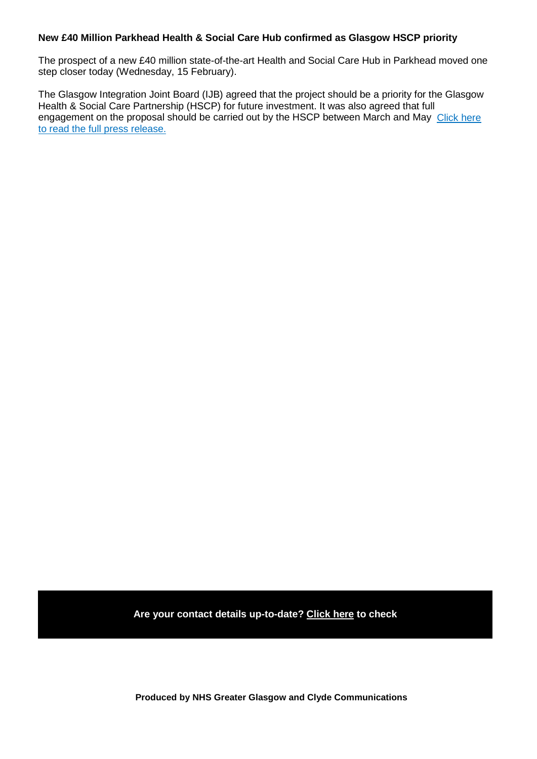**New £40 Million Parkhead Health & Social Care Hub confirmed as Glasgow HSCP priority**

The prospect of a new £40 million state-of-the-art Health and Social Care Hub in Parkhead moved one step closer today (Wednesday, 15 February).

The Glasgow Integration Joint Board (IJB) agreed that the project should be a priority for the Glasgow Health & Social Care Partnership (HSCP) for future investment. It was also agreed that full engagement on the proposal should be carried out by the HSCP between March and May  Click here to read the full press release.

**Are your contact details up-to-date? Click here to check**

**Produced by NHS Greater Glasgow and Clyde Communications**